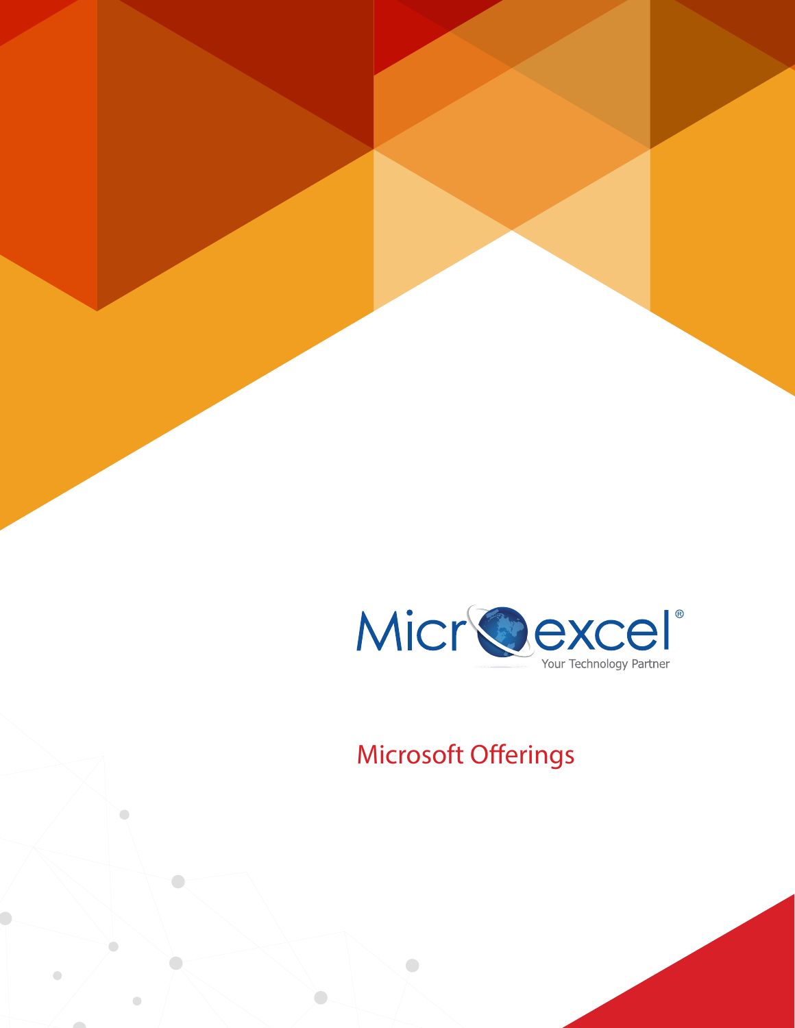Microexcel®

Your Technology Partner

# Microsoft Offerings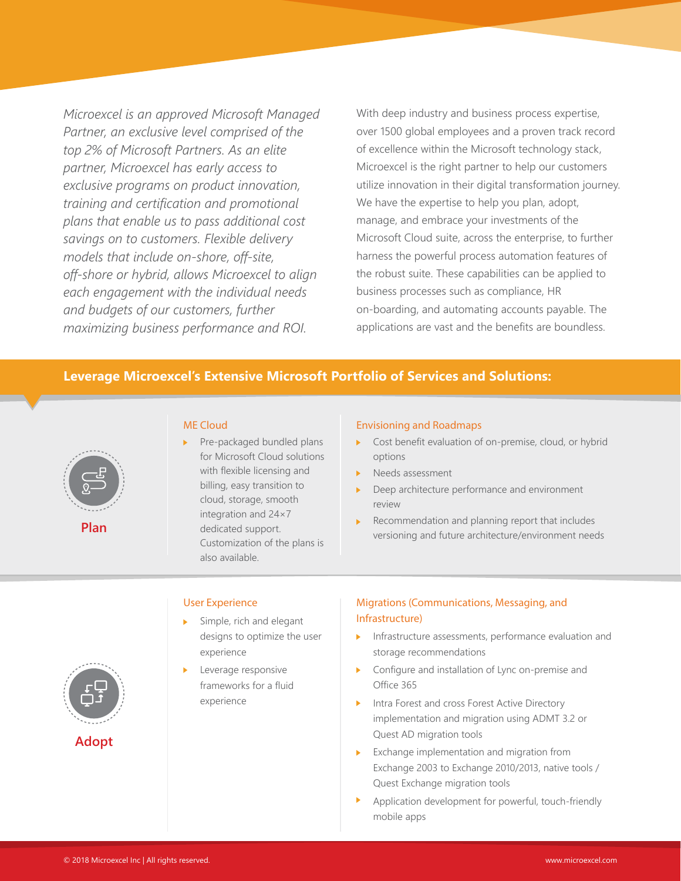*Microexcel is an approved Microsoft Managed Partner, an exclusive level comprised of the top 2% of Microsoft Partners. As an elite partner, Microexcel has early access to exclusive programs on product innovation, training and certification and promotional plans that enable us to pass additional cost savings on to customers. Flexible delivery models that include on-shore, off-site, off-shore or hybrid, allows Microexcel to align each engagement with the individual needs and budgets of our customers, further maximizing business performance and ROI.*

With deep industry and business process expertise, over 1500 global employees and a proven track record of excellence within the Microsoft technology stack, Microexcel is the right partner to help our customers utilize innovation in their digital transformation journey. We have the expertise to help you plan, adopt, manage, and embrace your investments of the Microsoft Cloud suite, across the enterprise, to further harness the powerful process automation features of the robust suite. These capabilities can be applied to business processes such as compliance, HR on-boarding, and automating accounts payable. The applications are vast and the benefits are boundless.

## Leverage Microexcel's Extensive Microsoft Portfolio of Services and Solutions:

### Plan

#### ME Cloud

- Pre-packaged bundled plans for Microsoft Cloud solutions with flexible licensing and billing, easy transition to cloud, storage, smooth integration and 24×7 dedicated support. Customization of the plans is also available.

#### Envisioning and Roadmaps

- Cost benefit evaluation of on-premise, cloud, or hybrid options
- Needs assessment
- Deep architecture performance and environment review
- Recommendation and planning report that includes versioning and future architecture/environment needs

### Adopt

#### User Experience

- Simple, rich and elegant designs to optimize the user experience
- Leverage responsive frameworks for a fluid experience

#### Migrations (Communications, Messaging, and Infrastructure)

- Infrastructure assessments, performance evaluation and storage recommendations
- Configure and installation of Lync on-premise and Office 365
- Intra Forest and cross Forest Active Directory implementation and migration using ADMT 3.2 or Quest AD migration tools
- Exchange implementation and migration from Exchange 2003 to Exchange 2010/2013, native tools / Quest Exchange migration tools
- Application development for powerful, touch-friendly mobile apps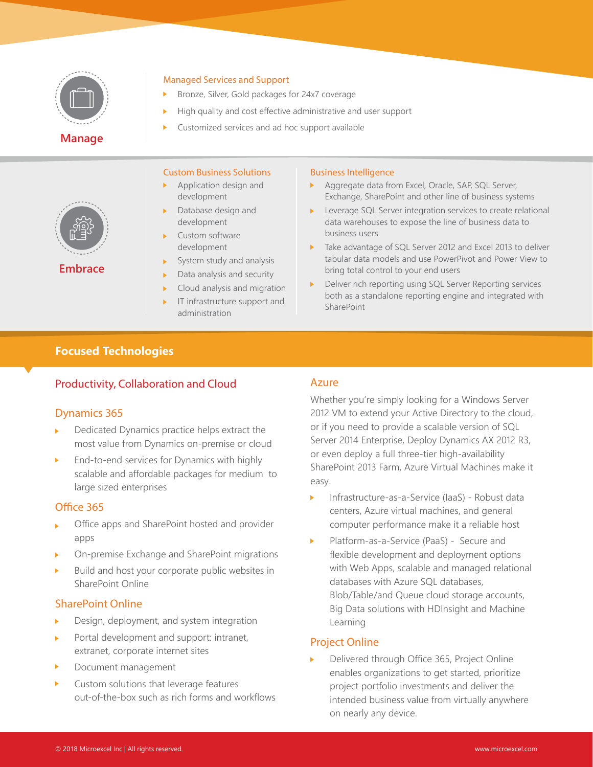## Manage

### Managed Services and Support

- Bronze, Silver, Gold packages for 24x7 coverage
- High quality and cost effective administrative and user support
- Customized services and ad hoc support available

## Embrace

### Custom Business Solutions

- Application design and development
- Database design and development
- Custom software development
- System study and analysis
- Data analysis and security
- Cloud analysis and migration
- IT infrastructure support and administration

### Business Intelligence

- Aggregate data from Excel, Oracle, SAP, SQL Server, Exchange, SharePoint and other line of business systems
- Leverage SQL Server integration services to create relational data warehouses to expose the line of business data to business users
- Take advantage of SQL Server 2012 and Excel 2013 to deliver tabular data models and use PowerPivot and Power View to bring total control to your end users
- Deliver rich reporting using SQL Server Reporting services both as a standalone reporting engine and integrated with SharePoint

## Focused Technologies

### Productivity, Collaboration and Cloud

#### Dynamics 365

- Dedicated Dynamics practice helps extract the most value from Dynamics on-premise or cloud
- End-to-end services for Dynamics with highly scalable and affordable packages for medium to large sized enterprises

#### Office 365

- Office apps and SharePoint hosted and provider apps
- On-premise Exchange and SharePoint migrations
- Build and host your corporate public websites in SharePoint Online

#### SharePoint Online

- Design, deployment, and system integration
- Portal development and support: intranet, extranet, corporate internet sites
- Document management
- Custom solutions that leverage features out-of-the-box such as rich forms and workflows

#### Azure

Whether you're simply looking for a Windows Server 2012 VM to extend your Active Directory to the cloud, or if you need to provide a scalable version of SQL Server 2014 Enterprise, Deploy Dynamics AX 2012 R3, or even deploy a full three-tier high-availability SharePoint 2013 Farm, Azure Virtual Machines make it easy.

- Infrastructure-as-a-Service (IaaS) - Robust data centers, Azure virtual machines, and general computer performance make it a reliable host
- Platform-as-a-Service (PaaS) - Secure and flexible development and deployment options with Web Apps, scalable and managed relational databases with Azure SQL databases, Blob/Table/and Queue cloud storage accounts, Big Data solutions with HDInsight and Machine Learning

#### Project Online

- Delivered through Office 365, Project Online enables organizations to get started, prioritize project portfolio investments and deliver the intended business value from virtually anywhere on nearly any device.

© 2018 Microexcel Inc | All rights reserved. www.microexcel.com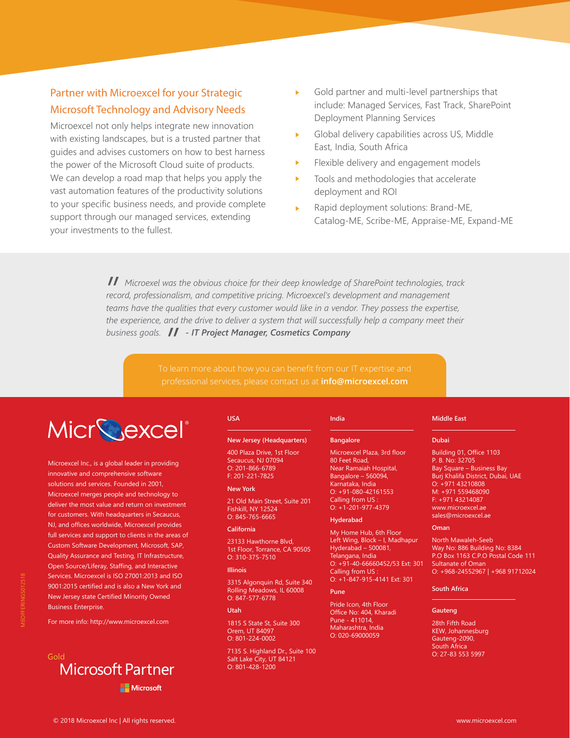## Partner with Microexcel for your Strategic Microsoft Technology and Advisory Needs

Microexcel not only helps integrate new innovation with existing landscapes, but is a trusted partner that guides and advises customers on how to best harness the power of the Microsoft Cloud suite of products. We can develop a road map that helps you apply the vast automation features of the productivity solutions to your specific business needs, and provide complete support through our managed services, extending your investments to the fullest.

- Gold partner and multi-level partnerships that include: Managed Services, Fast Track, SharePoint Deployment Planning Services
- Global delivery capabilities across US, Middle East, India, South Africa
- Flexible delivery and engagement models
- Tools and methodologies that accelerate deployment and ROI
- Rapid deployment solutions: Brand-ME, Catalog-ME, Scribe-ME, Appraise-ME, Expand-ME

*Microexcel was the obvious choice for their deep knowledge of SharePoint technologies, track record, professionalism, and competitive pricing. Microexcel's development and management teams have the qualities that every customer would like in a vendor. They possess the expertise, the experience, and the drive to deliver a system that will successfully help a company meet their business goals.* ***- IT Project Manager, Cosmetics Company***

To learn more about how you can benefit from our IT expertise and professional services, please contact us at **info@microexcel.com**

Microexcel

Microexcel Inc., is a global leader in providing innovative and comprehensive software solutions and services. Founded in 2001, Microexcel merges people and technology to deliver the most value and return on investment for customers. With headquarters in Secaucus, NJ, and offices worldwide, Microexcel provides full services and support to clients in the areas of Custom Software Development, Microsoft, SAP, Quality Assurance and Testing, IT Infrastructure, Open Source/Liferay, Staffing, and Interactive Services. Microexcel is ISO 27001:2013 and ISO 9001:2015 certified and is also a New York and New Jersey state Certified Minority Owned Business Enterprise.

For more info: http://www.microexcel.com

Gold Microsoft Partner

Microsoft

### USA

**New Jersey (Headquarters)**
400 Plaza Drive, 1st Floor
Secaucus, NJ 07094
O: 201-866-6789
F: 201-221-7825

**New York**
21 Old Main Street, Suite 201
Fishkill, NY 12524
O: 845-765-6665

**California**
23133 Hawthorne Blvd,
1st Floor, Torrance, CA 90505
O: 310-375-7510

**Illinois**
3315 Algonquin Rd, Suite 340
Rolling Meadows, IL 60008
O: 847-577-6778

**Utah**
1815 S State St, Suite 300
Orem, UT 84097
O: 801-224-0002

7135 S. Highland Dr., Suite 100
Salt Lake City, UT 84121
O: 801-428-1200

### India

**Bangalore**
Microexcel Plaza, 3rd floor
80 Feet Road,
Near Ramaiah Hospital,
Bangalore – 560094,
Karnataka, India
O: +91-080-42161553
Calling from US :
O: +1-201-977-4379

**Hyderabad**
My Home Hub, 6th Floor
Left Wing, Block – I, Madhapur
Hyderabad – 500081,
Telangana, India
O: +91-40-66660452/53 Ext: 301
Calling from US :
O: +1-847-915-4141 Ext: 301

**Pune**
Pride Icon, 4th Floor
Office No: 404, Kharadi
Pune - 411014,
Maharashtra, India
O: 020-69000059

### Middle East

**Dubai**
Building 01, Office 1103
P. B. No: 32705
Bay Square – Business Bay
Burj Khalifa District, Dubai, UAE
O: +971 43210808
M: +971 559468090
F: +971 43214087
www.microexcel.ae
sales@microexcel.ae

**Oman**
North Mawaleh-Seeb
Way No: 886 Building No: 8384
P.O Box 1163 C.P.O Postal Code 111
Sultanate of Oman
O: +968-24552967 | +968 91712024

### South Africa

**Gauteng**
28th Fifth Road
KEW, Johannesburg
Gauteng-2090,
South Africa
O: 27-83 553 5997

MEOFFERINGS012518

© 2018 Microexcel Inc | All rights reserved.

www.microexcel.com